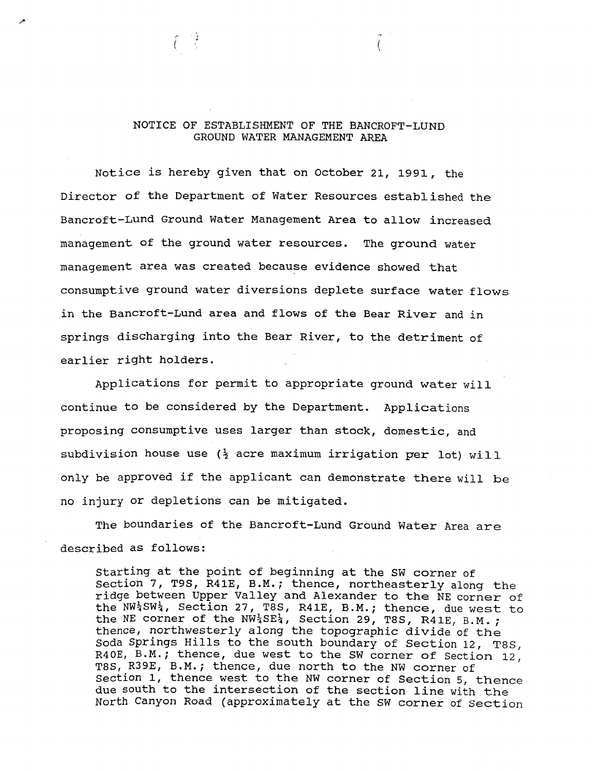# NOTICE OF ESTABLISHMENT OF THE BANCROFT-LUND GROUND WATER MANAGEMENT AREA

Notice is hereby given that on October 21, 1991, the Director of the Department of Water Resources established the Bancroft-Lund Ground Water Management Area to allow increased management of the ground water resources. The ground water management area was created because evidence showed that consumptive ground water diversions deplete surface water flows in the Bancroft-Lund area and flows of the Bear River and in springs discharging into the Bear River, to the detriment of earlier right holders.

Applications for permit to appropriate ground water will continue to be considered by the Department. Applications proposing consumptive uses larger than stock, domestic, and subdivision house use (½ acre maximum irrigation per lot) will only be approved if the applicant can demonstrate there will be no injury or depletions can be mitigated.

The boundaries of the Bancroft-Lund Ground Water Area are described as follows:

> Starting at the point of beginning at the SW corner of Section 7, T9S, R41E, B.M.; thence, northeasterly along the ridge between Upper Valley and Alexander to the NE corner of the NW¼SW¼, Section 27, T8S, R41E, B.M.; thence, due west to the NE corner of the NW¼SE¼, Section 29, T8S, R41E, B.M.; thence, northwesterly along the topographic divide of the Soda Springs Hills to the south boundary of Section 12, T8S, R40E, B.M.; thence, due west to the SW corner of Section 12, T8S, R39E, B.M.; thence, due north to the NW corner of Section 1, thence west to the NW corner of Section 5, thence due south to the intersection of the section line with the North Canyon Road (approximately at the SW corner of Section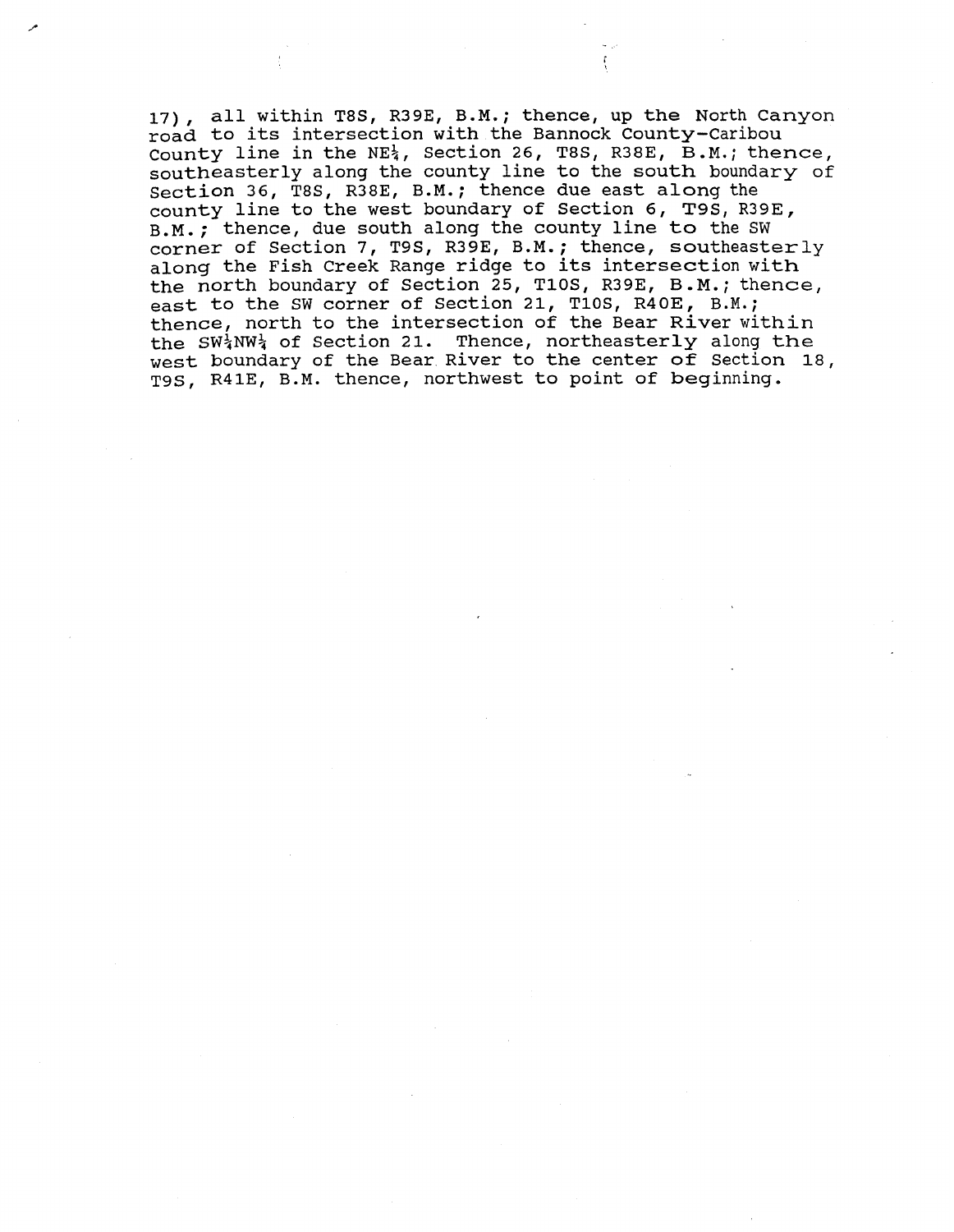17), all within T8S, R39E, B.M.; thence, up the North Canyon road to its intersection with the Bannock County-Caribou County line in the NE¼, Section 26, T8S, R38E, B.M.; thence, southeasterly along the county line to the south boundary of Section 36, T8S, R38E, B.M.; thence due east along the county line to the west boundary of Section 6, T9S, R39E, B.M.; thence, due south along the county line to the SW corner of Section 7, T9S, R39E, B.M.; thence, southeasterly along the Fish Creek Range ridge to its intersection with the north boundary of Section 25, T10S, R39E, B.M.; thence, east to the SW corner of Section 21, T10S, R40E, B.M.; thence, north to the intersection of the Bear River within the SW¼NW¼ of Section 21. Thence, northeasterly along the west boundary of the Bear River to the center of Section 18, T9S, R41E, B.M. thence, northwest to point of beginning.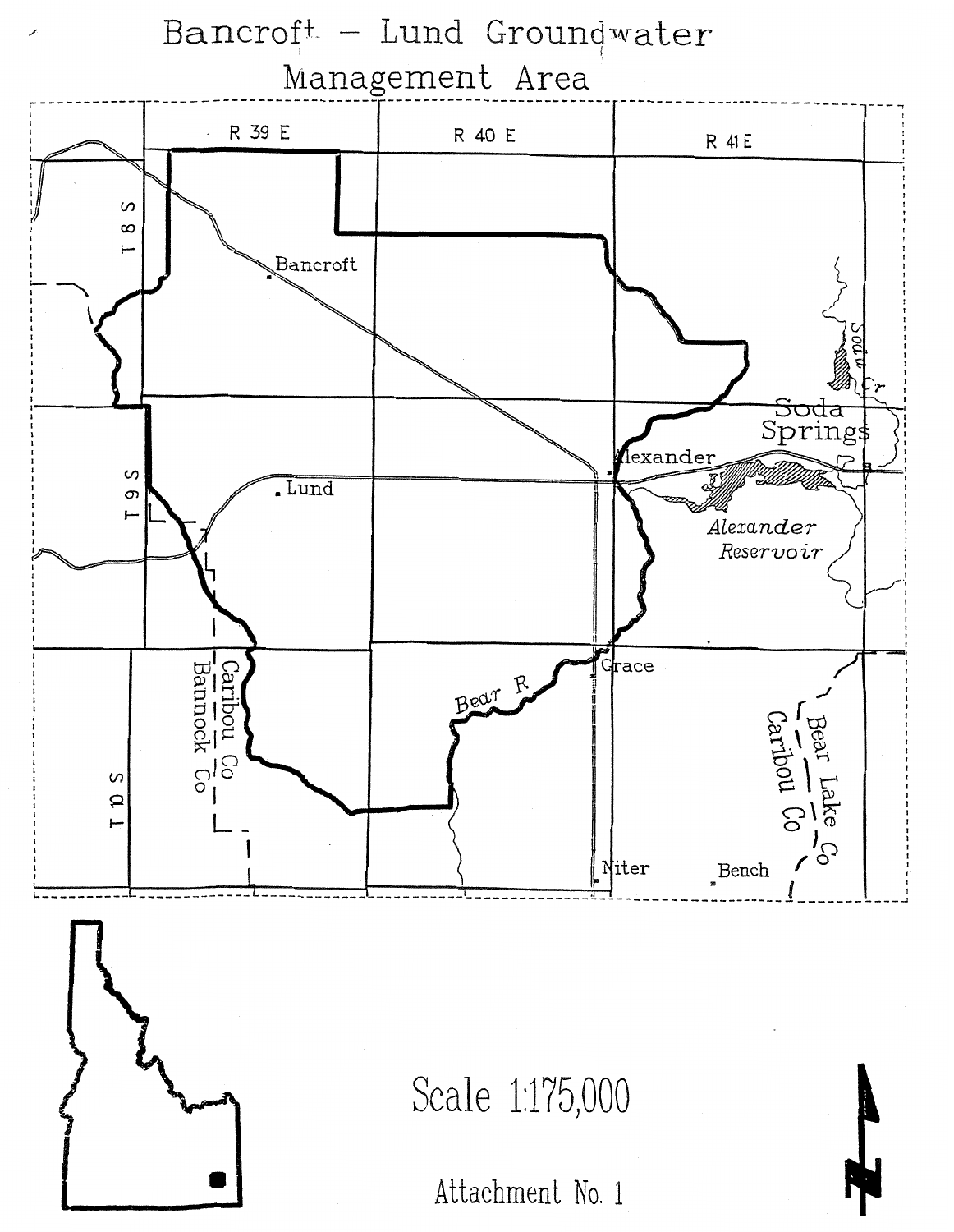# Bancroft – Lund Groundwater Management Area

Scale 1:175,000

Attachment No. 1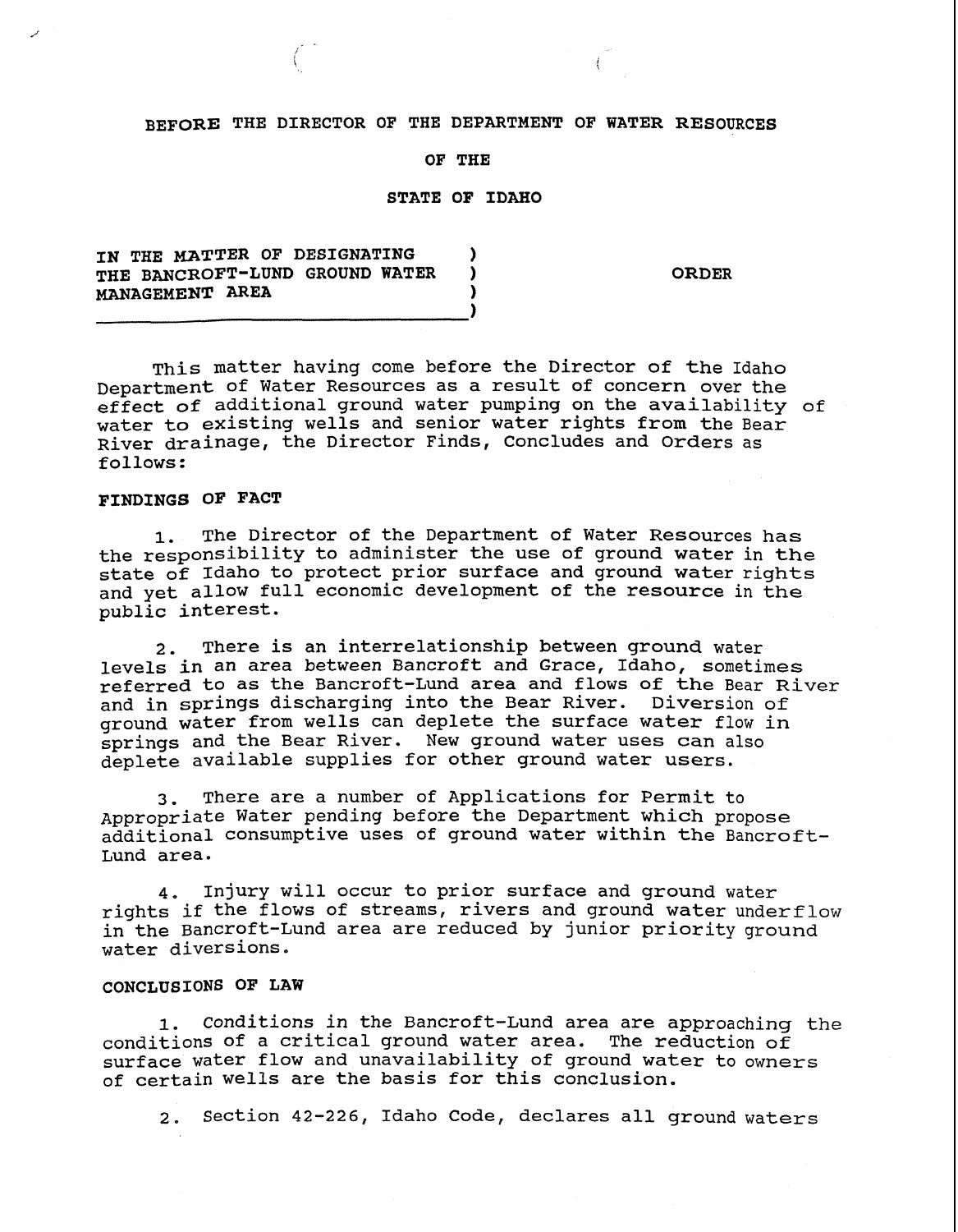**BEFORE THE DIRECTOR OF THE DEPARTMENT OF WATER RESOURCES**

**OF THE**

**STATE OF IDAHO**

| | | |
|---|---|---|
| IN THE MATTER OF DESIGNATING THE BANCROFT-LUND GROUND WATER MANAGEMENT AREA | ) ) ) ) | **ORDER** |

This matter having come before the Director of the Idaho Department of Water Resources as a result of concern over the effect of additional ground water pumping on the availability of water to existing wells and senior water rights from the Bear River drainage, the Director Finds, Concludes and Orders as follows:

**FINDINGS OF FACT**

1. The Director of the Department of Water Resources has the responsibility to administer the use of ground water in the state of Idaho to protect prior surface and ground water rights and yet allow full economic development of the resource in the public interest.

2. There is an interrelationship between ground water levels in an area between Bancroft and Grace, Idaho, sometimes referred to as the Bancroft-Lund area and flows of the Bear River and in springs discharging into the Bear River. Diversion of ground water from wells can deplete the surface water flow in springs and the Bear River. New ground water uses can also deplete available supplies for other ground water users.

3. There are a number of Applications for Permit to Appropriate Water pending before the Department which propose additional consumptive uses of ground water within the Bancroft-Lund area.

4. Injury will occur to prior surface and ground water rights if the flows of streams, rivers and ground water underflow in the Bancroft-Lund area are reduced by junior priority ground water diversions.

**CONCLUSIONS OF LAW**

1. Conditions in the Bancroft-Lund area are approaching the conditions of a critical ground water area. The reduction of surface water flow and unavailability of ground water to owners of certain wells are the basis for this conclusion.

2. Section 42-226, Idaho Code, declares all ground waters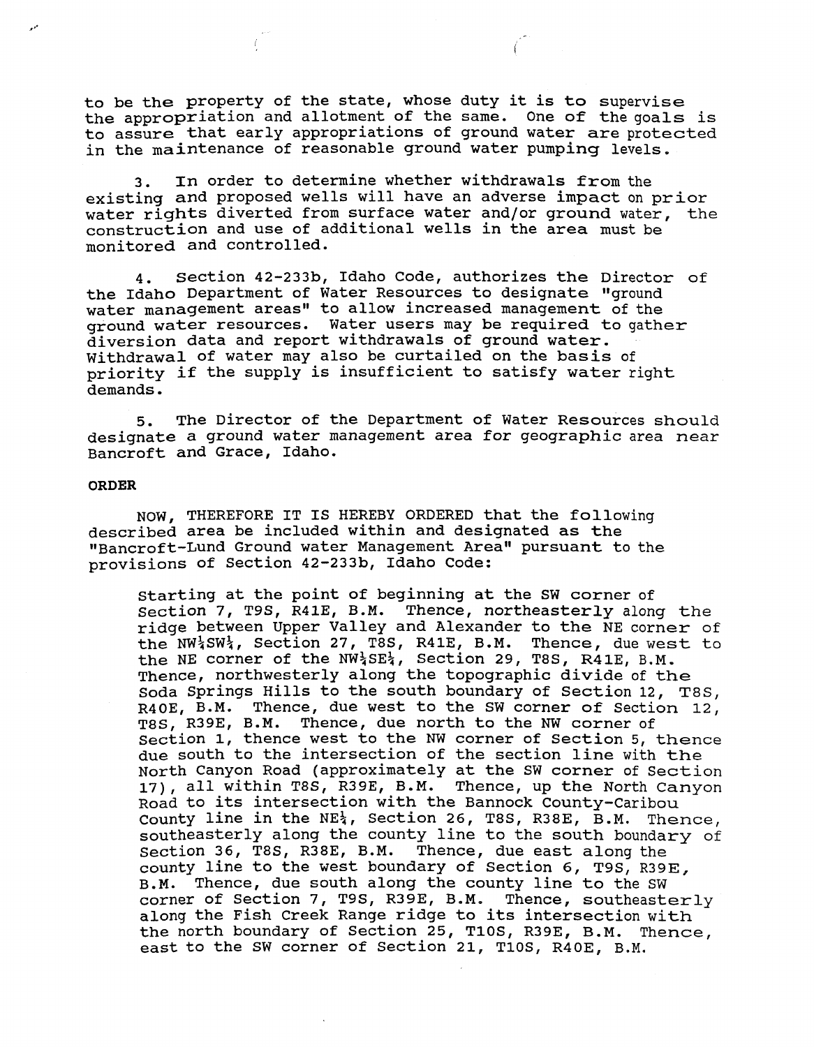to be the property of the state, whose duty it is to supervise the appropriation and allotment of the same. One of the goals is to assure that early appropriations of ground water are protected in the maintenance of reasonable ground water pumping levels.

3. In order to determine whether withdrawals from the existing and proposed wells will have an adverse impact on prior water rights diverted from surface water and/or ground water, the construction and use of additional wells in the area must be monitored and controlled.

4. Section 42-233b, Idaho Code, authorizes the Director of the Idaho Department of Water Resources to designate "ground water management areas" to allow increased management of the ground water resources. Water users may be required to gather diversion data and report withdrawals of ground water. Withdrawal of water may also be curtailed on the basis of priority if the supply is insufficient to satisfy water right demands.

5. The Director of the Department of Water Resources should designate a ground water management area for geographic area near Bancroft and Grace, Idaho.

**ORDER**

NOW, THEREFORE IT IS HEREBY ORDERED that the following described area be included within and designated as the "Bancroft-Lund Ground water Management Area" pursuant to the provisions of Section 42-233b, Idaho Code:

> Starting at the point of beginning at the SW corner of Section 7, T9S, R41E, B.M. Thence, northeasterly along the ridge between Upper Valley and Alexander to the NE corner of the NW¼SW¼, Section 27, T8S, R41E, B.M. Thence, due west to the NE corner of the NW¼SE¼, Section 29, T8S, R41E, B.M. Thence, northwesterly along the topographic divide of the Soda Springs Hills to the south boundary of Section 12, T8S, R40E, B.M. Thence, due west to the SW corner of Section 12, T8S, R39E, B.M. Thence, due north to the NW corner of Section 1, thence west to the NW corner of Section 5, thence due south to the intersection of the section line with the North Canyon Road (approximately at the SW corner of Section 17), all within T8S, R39E, B.M. Thence, up the North Canyon Road to its intersection with the Bannock County-Caribou County line in the NE¼, Section 26, T8S, R38E, B.M. Thence, southeasterly along the county line to the south boundary of Section 36, T8S, R38E, B.M. Thence, due east along the county line to the west boundary of Section 6, T9S, R39E, B.M. Thence, due south along the county line to the SW corner of Section 7, T9S, R39E, B.M. Thence, southeasterly along the Fish Creek Range ridge to its intersection with the north boundary of Section 25, T10S, R39E, B.M. Thence, east to the SW corner of Section 21, T10S, R40E, B.M.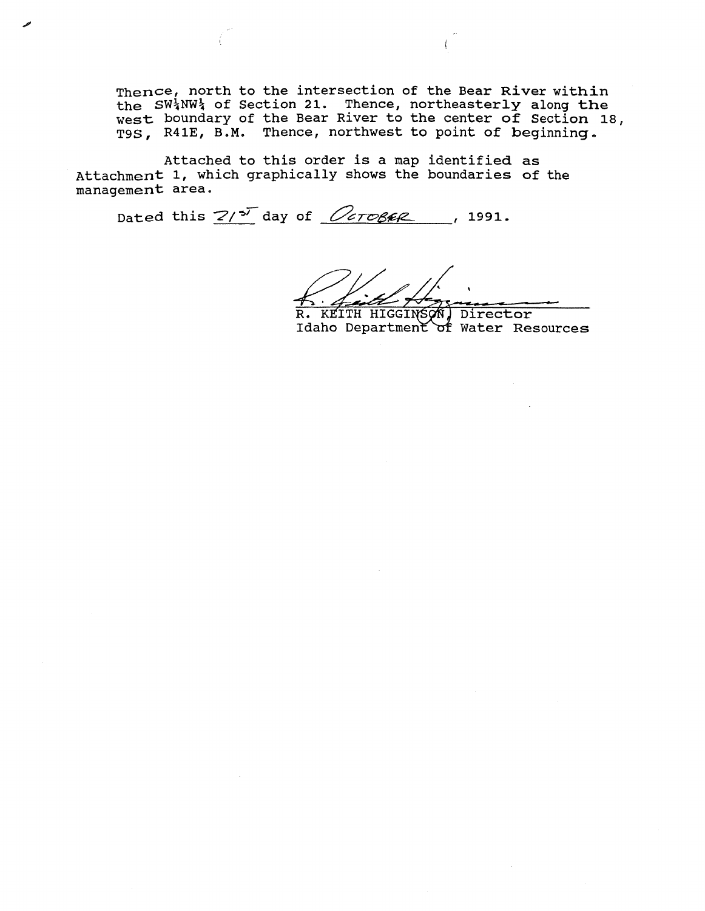Thence, north to the intersection of the Bear River within the SW¼NW¼ of Section 21. Thence, northeasterly along the west boundary of the Bear River to the center of Section 18, T9S, R41E, B.M. Thence, northwest to point of beginning.

Attached to this order is a map identified as Attachment 1, which graphically shows the boundaries of the management area.

Dated this 21st day of October, 1991.

R. KEITH HIGGINSON, Director
Idaho Department of Water Resources